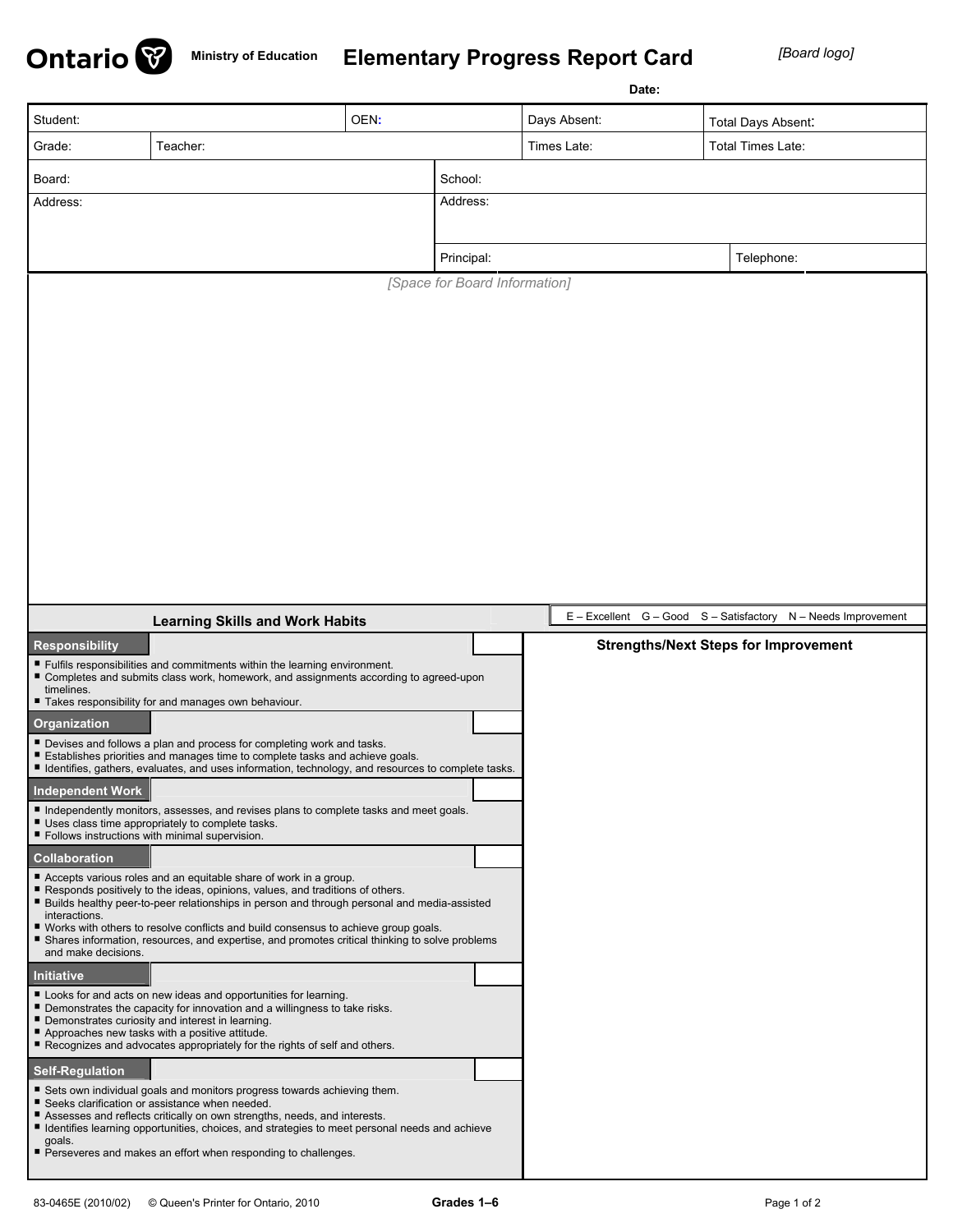Ontario Ministry of Education

# Elementary Progress Report Card

*[Board logo]*

**Date:**

| Student: | | OEN: | Days Absent: | Total Days Absent: |
|---|---|---|---|---|
| Grade: | Teacher: | | Times Late: | Total Times Late: |

| Board: | School: | |
|---|---|---|
| Address: | Address: | |
| | Principal: | Telephone: |

*[Space for Board Information]*

## Learning Skills and Work Habits

E – Excellent G – Good S – Satisfactory N – Needs Improvement

| Learning Skills and Work Habits | | Strengths/Next Steps for Improvement |
|---|---|---|
| **Responsibility** | | |
| ■ Fulfils responsibilities and commitments within the learning environment.<br>■ Completes and submits class work, homework, and assignments according to agreed-upon timelines.<br>■ Takes responsibility for and manages own behaviour. | | |
| **Organization** | | |
| ■ Devises and follows a plan and process for completing work and tasks.<br>■ Establishes priorities and manages time to complete tasks and achieve goals.<br>■ Identifies, gathers, evaluates, and uses information, technology, and resources to complete tasks. | | |
| **Independent Work** | | |
| ■ Independently monitors, assesses, and revises plans to complete tasks and meet goals.<br>■ Uses class time appropriately to complete tasks.<br>■ Follows instructions with minimal supervision. | | |
| **Collaboration** | | |
| ■ Accepts various roles and an equitable share of work in a group.<br>■ Responds positively to the ideas, opinions, values, and traditions of others.<br>■ Builds healthy peer-to-peer relationships in person and through personal and media-assisted interactions.<br>■ Works with others to resolve conflicts and build consensus to achieve group goals.<br>■ Shares information, resources, and expertise, and promotes critical thinking to solve problems and make decisions. | | |
| **Initiative** | | |
| ■ Looks for and acts on new ideas and opportunities for learning.<br>■ Demonstrates the capacity for innovation and a willingness to take risks.<br>■ Demonstrates curiosity and interest in learning.<br>■ Approaches new tasks with a positive attitude.<br>■ Recognizes and advocates appropriately for the rights of self and others. | | |
| **Self-Regulation** | | |
| ■ Sets own individual goals and monitors progress towards achieving them.<br>■ Seeks clarification or assistance when needed.<br>■ Assesses and reflects critically on own strengths, needs, and interests.<br>■ Identifies learning opportunities, choices, and strategies to meet personal needs and achieve goals.<br>■ Perseveres and makes an effort when responding to challenges. | | |

83-0465E (2010/02) © Queen's Printer for Ontario, 2010 **Grades 1–6**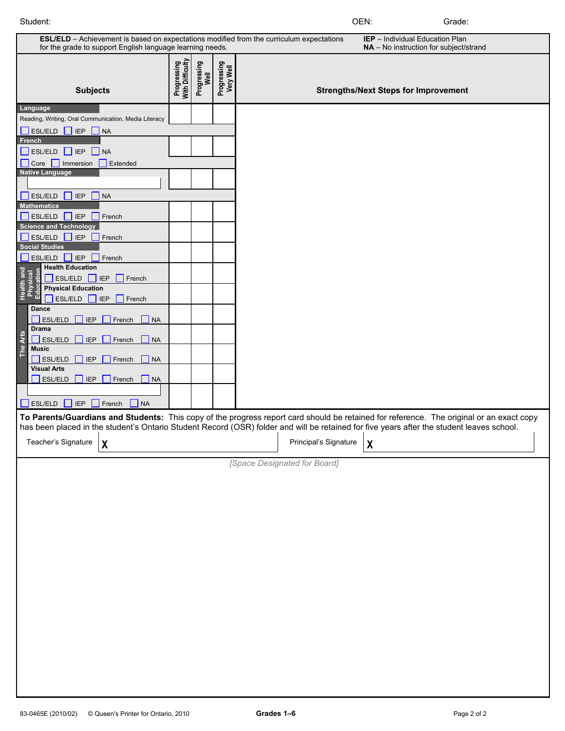Student: OEN: Grade:

**ESL/ELD** – Achievement is based on expectations modified from the curriculum expectations for the grade to support English language learning needs.

**IEP** – Individual Education Plan
**NA** – No instruction for subject/strand

| Subjects | Progressing With Difficulty | Progressing Well | Progressing Very Well | Strengths/Next Steps for Improvement |
|---|---|---|---|---|
| **Language** Reading, Writing, Oral Communication, Media Literacy ☐ ESL/ELD ☐ IEP ☐ NA | | | | |
| **French** ☐ ESL/ELD ☐ IEP ☐ NA ☐ Core ☐ Immersion ☐ Extended | | | | |
| **Native Language** ☐ ESL/ELD ☐ IEP ☐ NA | | | | |
| **Mathematics** ☐ ESL/ELD ☐ IEP ☐ French | | | | |
| **Science and Technology** ☐ ESL/ELD ☐ IEP ☐ French | | | | |
| **Social Studies** ☐ ESL/ELD ☐ IEP ☐ French | | | | |
| Health and Physical Education – **Health Education** ☐ ESL/ELD ☐ IEP ☐ French | | | | |
| Health and Physical Education – **Physical Education** ☐ ESL/ELD ☐ IEP ☐ French | | | | |
| The Arts – **Dance** ☐ ESL/ELD ☐ IEP ☐ French ☐ NA | | | | |
| The Arts – **Drama** ☐ ESL/ELD ☐ IEP ☐ French ☐ NA | | | | |
| The Arts – **Music** ☐ ESL/ELD ☐ IEP ☐ French ☐ NA | | | | |
| The Arts – **Visual Arts** ☐ ESL/ELD ☐ IEP ☐ French ☐ NA | | | | |
| ☐ ESL/ELD ☐ IEP ☐ French ☐ NA | | | | |

**To Parents/Guardians and Students:** This copy of the progress report card should be retained for reference. The original or an exact copy has been placed in the student's Ontario Student Record (OSR) folder and will be retained for five years after the student leaves school.

Teacher's Signature **X**

Principal's Signature **X**

*[Space Designated for Board]*

83-0465E (2010/02) © Queen's Printer for Ontario, 2010

**Grades 1–6**